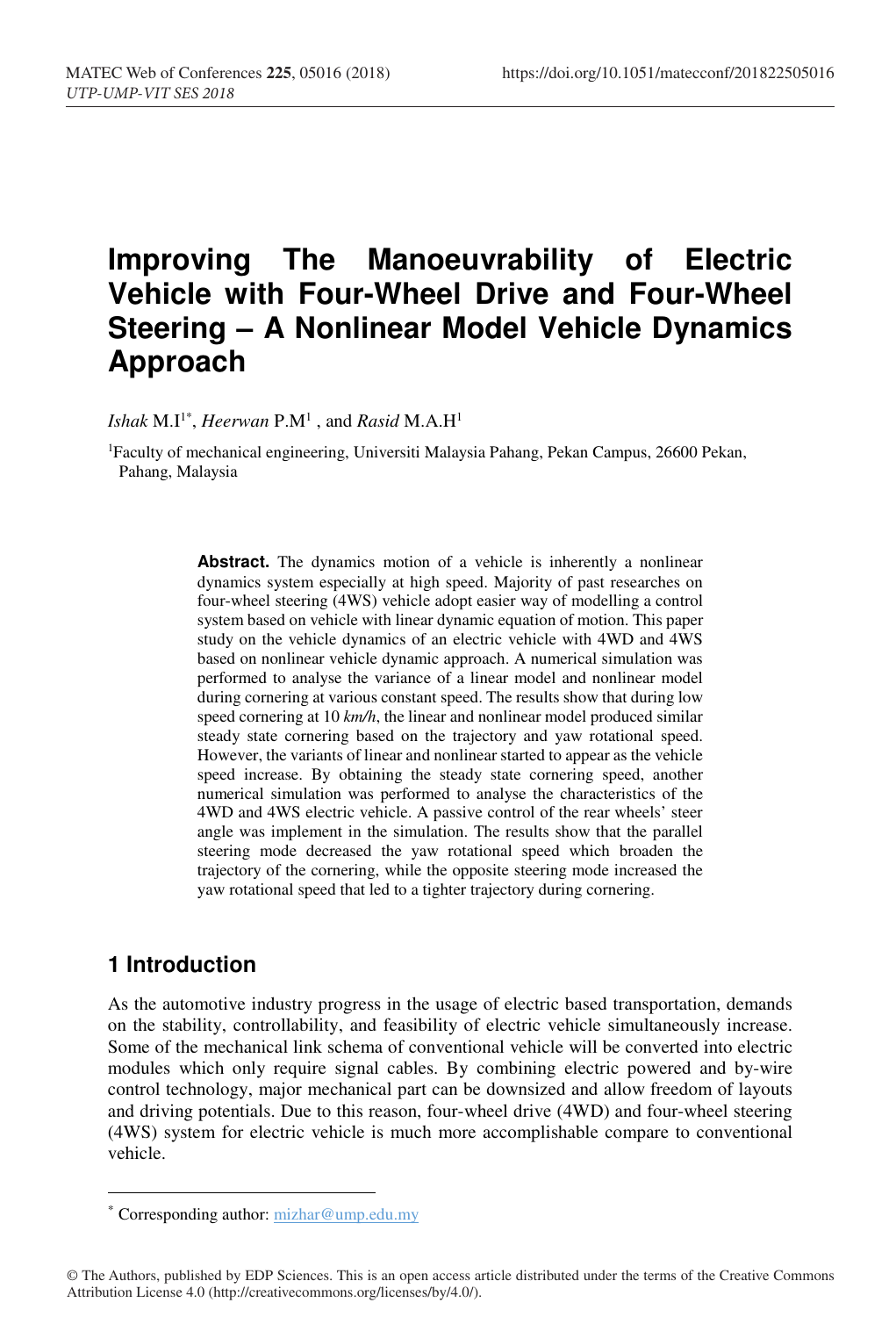# Improving The Manoeuvrability of Electric Vehicle with Four-Wheel Drive and Four-Wheel Steering – A Nonlinear Model Vehicle Dynamics Approach

*Ishak* M.I[1*], *Heerwan* P.M[1] , and *Rasid* M.A.H[1]

[1]Faculty of mechanical engineering, Universiti Malaysia Pahang, Pekan Campus, 26600 Pekan, Pahang, Malaysia

**Abstract.** The dynamics motion of a vehicle is inherently a nonlinear dynamics system especially at high speed. Majority of past researches on four-wheel steering (4WS) vehicle adopt easier way of modelling a control system based on vehicle with linear dynamic equation of motion. This paper study on the vehicle dynamics of an electric vehicle with 4WD and 4WS based on nonlinear vehicle dynamic approach. A numerical simulation was performed to analyse the variance of a linear model and nonlinear model during cornering at various constant speed. The results show that during low speed cornering at 10 *km/h*, the linear and nonlinear model produced similar steady state cornering based on the trajectory and yaw rotational speed. However, the variants of linear and nonlinear started to appear as the vehicle speed increase. By obtaining the steady state cornering speed, another numerical simulation was performed to analyse the characteristics of the 4WD and 4WS electric vehicle. A passive control of the rear wheels' steer angle was implement in the simulation. The results show that the parallel steering mode decreased the yaw rotational speed which broaden the trajectory of the cornering, while the opposite steering mode increased the yaw rotational speed that led to a tighter trajectory during cornering.

## 1 Introduction

As the automotive industry progress in the usage of electric based transportation, demands on the stability, controllability, and feasibility of electric vehicle simultaneously increase. Some of the mechanical link schema of conventional vehicle will be converted into electric modules which only require signal cables. By combining electric powered and by-wire control technology, major mechanical part can be downsized and allow freedom of layouts and driving potentials. Due to this reason, four-wheel drive (4WD) and four-wheel steering (4WS) system for electric vehicle is much more accomplishable compare to conventional vehicle.

[*] Corresponding author: mizhar@ump.edu.my

© The Authors, published by EDP Sciences. This is an open access article distributed under the terms of the Creative Commons Attribution License 4.0 (http://creativecommons.org/licenses/by/4.0/).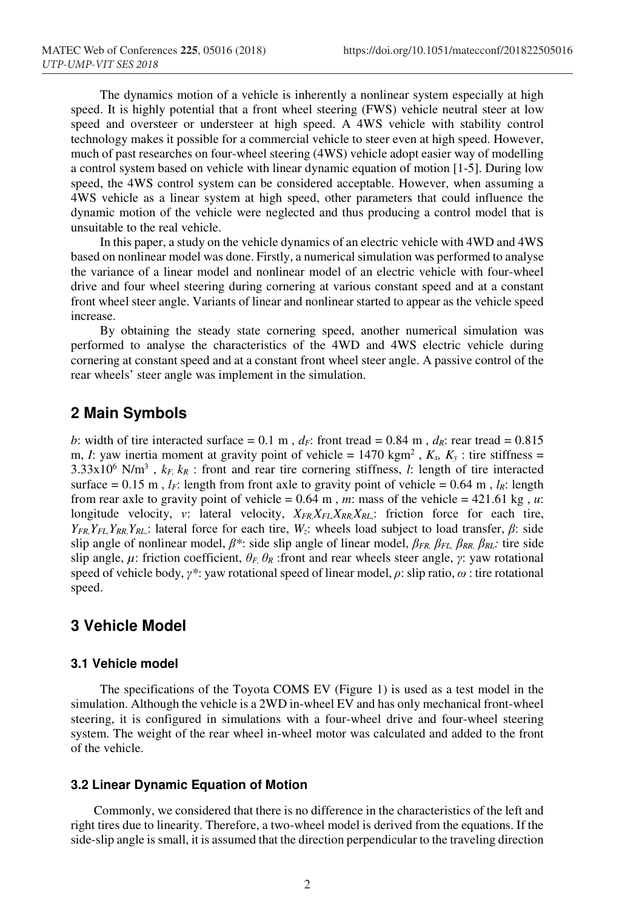The dynamics motion of a vehicle is inherently a nonlinear system especially at high speed. It is highly potential that a front wheel steering (FWS) vehicle neutral steer at low speed and oversteer or understeer at high speed. A 4WS vehicle with stability control technology makes it possible for a commercial vehicle to steer even at high speed. However, much of past researches on four-wheel steering (4WS) vehicle adopt easier way of modelling a control system based on vehicle with linear dynamic equation of motion [1-5]. During low speed, the 4WS control system can be considered acceptable. However, when assuming a 4WS vehicle as a linear system at high speed, other parameters that could influence the dynamic motion of the vehicle were neglected and thus producing a control model that is unsuitable to the real vehicle.

In this paper, a study on the vehicle dynamics of an electric vehicle with 4WD and 4WS based on nonlinear model was done. Firstly, a numerical simulation was performed to analyse the variance of a linear model and nonlinear model of an electric vehicle with four-wheel drive and four wheel steering during cornering at various constant speed and at a constant front wheel steer angle. Variants of linear and nonlinear started to appear as the vehicle speed increase.

By obtaining the steady state cornering speed, another numerical simulation was performed to analyse the characteristics of the 4WD and 4WS electric vehicle during cornering at constant speed and at a constant front wheel steer angle. A passive control of the rear wheels' steer angle was implement in the simulation.

## 2 Main Symbols

$b$: width of tire interacted surface = 0.1 m , $d_F$: front tread = 0.84 m , $d_R$: rear tread = 0.815 m, $I$: yaw inertia moment at gravity point of vehicle = 1470 kgm$^2$ , $K_x$, $K_y$ : tire stiffness = 3.33x10$^6$ N/m$^3$ , $k_F$, $k_R$ : front and rear tire cornering stiffness, $l$: length of tire interacted surface = 0.15 m , $l_F$: length from front axle to gravity point of vehicle = 0.64 m , $l_R$: length from rear axle to gravity point of vehicle = 0.64 m , $m$: mass of the vehicle = 421.61 kg , $u$: longitude velocity, $v$: lateral velocity, $X_{FR}$, $X_{FL}$, $X_{RR}$, $X_{RL}$: friction force for each tire, $Y_{FR}$, $Y_{FL}$, $Y_{RR}$, $Y_{RL}$: lateral force for each tire, $W_z$: wheels load subject to load transfer, $\beta$: side slip angle of nonlinear model, $\beta^*$: side slip angle of linear model, $\beta_{FR}$, $\beta_{FL}$, $\beta_{RR}$, $\beta_{RL}$: tire side slip angle, $\mu$: friction coefficient, $\theta_F$, $\theta_R$ :front and rear wheels steer angle, $\gamma$: yaw rotational speed of vehicle body, $\gamma^*$: yaw rotational speed of linear model, $\rho$: slip ratio, $\omega$ : tire rotational speed.

## 3 Vehicle Model

### 3.1 Vehicle model

The specifications of the Toyota COMS EV (Figure 1) is used as a test model in the simulation. Although the vehicle is a 2WD in-wheel EV and has only mechanical front-wheel steering, it is configured in simulations with a four-wheel drive and four-wheel steering system. The weight of the rear wheel in-wheel motor was calculated and added to the front of the vehicle.

### 3.2 Linear Dynamic Equation of Motion

Commonly, we considered that there is no difference in the characteristics of the left and right tires due to linearity. Therefore, a two-wheel model is derived from the equations. If the side-slip angle is small, it is assumed that the direction perpendicular to the traveling direction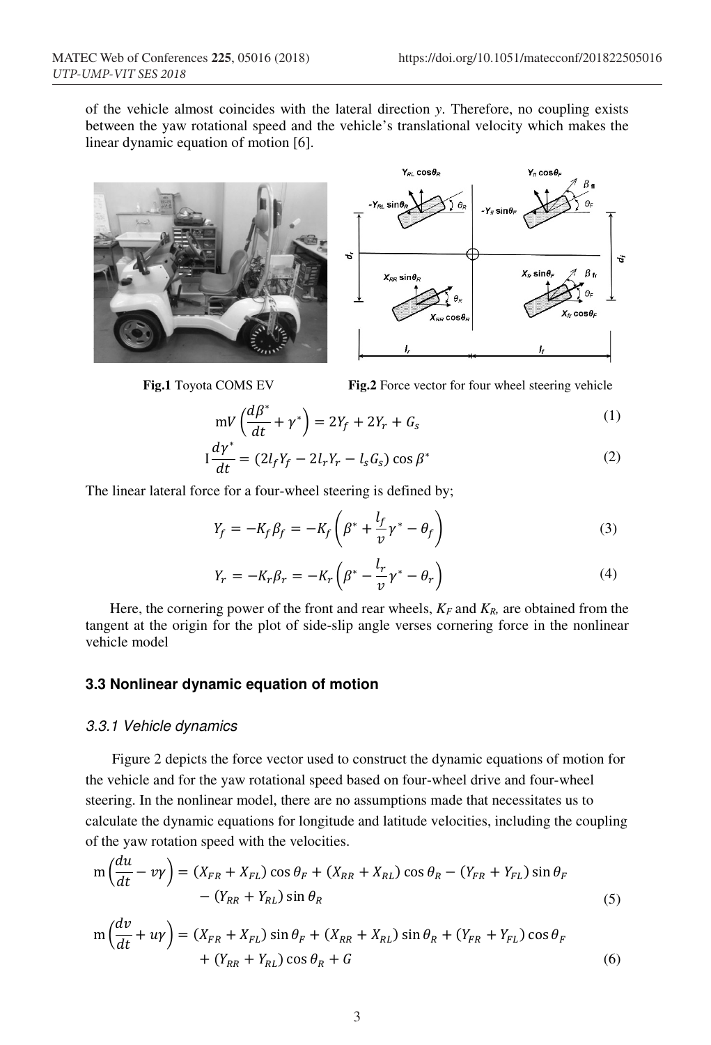of the vehicle almost coincides with the lateral direction *y*. Therefore, no coupling exists between the yaw rotational speed and the vehicle's translational velocity which makes the linear dynamic equation of motion [6].

**Fig.1** Toyota COMS EV

**Fig.2** Force vector for four wheel steering vehicle

$$\mathrm{m}V\left(\frac{d\beta^*}{dt}+\gamma^*\right)=2Y_f+2Y_r+G_s \tag{1}$$

$$\mathrm{I}\frac{d\gamma^*}{dt}=(2l_fY_f-2l_rY_r-l_sG_s)\cos\beta^* \tag{2}$$

The linear lateral force for a four-wheel steering is defined by;

$$Y_f=-K_f\beta_f=-K_f\left(\beta^*+\frac{l_f}{v}\gamma^*-\theta_f\right) \tag{3}$$

$$Y_r=-K_r\beta_r=-K_r\left(\beta^*-\frac{l_r}{v}\gamma^*-\theta_r\right) \tag{4}$$

Here, the cornering power of the front and rear wheels, $K_F$ and $K_R$, are obtained from the tangent at the origin for the plot of side-slip angle verses cornering force in the nonlinear vehicle model

### 3.3 Nonlinear dynamic equation of motion

#### 3.3.1 Vehicle dynamics

Figure 2 depicts the force vector used to construct the dynamic equations of motion for the vehicle and for the yaw rotational speed based on four-wheel drive and four-wheel steering. In the nonlinear model, there are no assumptions made that necessitates us to calculate the dynamic equations for longitude and latitude velocities, including the coupling of the yaw rotation speed with the velocities.

$$\mathrm{m}\left(\frac{du}{dt}-v\gamma\right)=(X_{FR}+X_{FL})\cos\theta_F+(X_{RR}+X_{RL})\cos\theta_R-(Y_{FR}+Y_{FL})\sin\theta_F-(Y_{RR}+Y_{RL})\sin\theta_R \tag{5}$$

$$\mathrm{m}\left(\frac{dv}{dt}+u\gamma\right)=(X_{FR}+X_{FL})\sin\theta_F+(X_{RR}+X_{RL})\sin\theta_R+(Y_{FR}+Y_{FL})\cos\theta_F+(Y_{RR}+Y_{RL})\cos\theta_R+G \tag{6}$$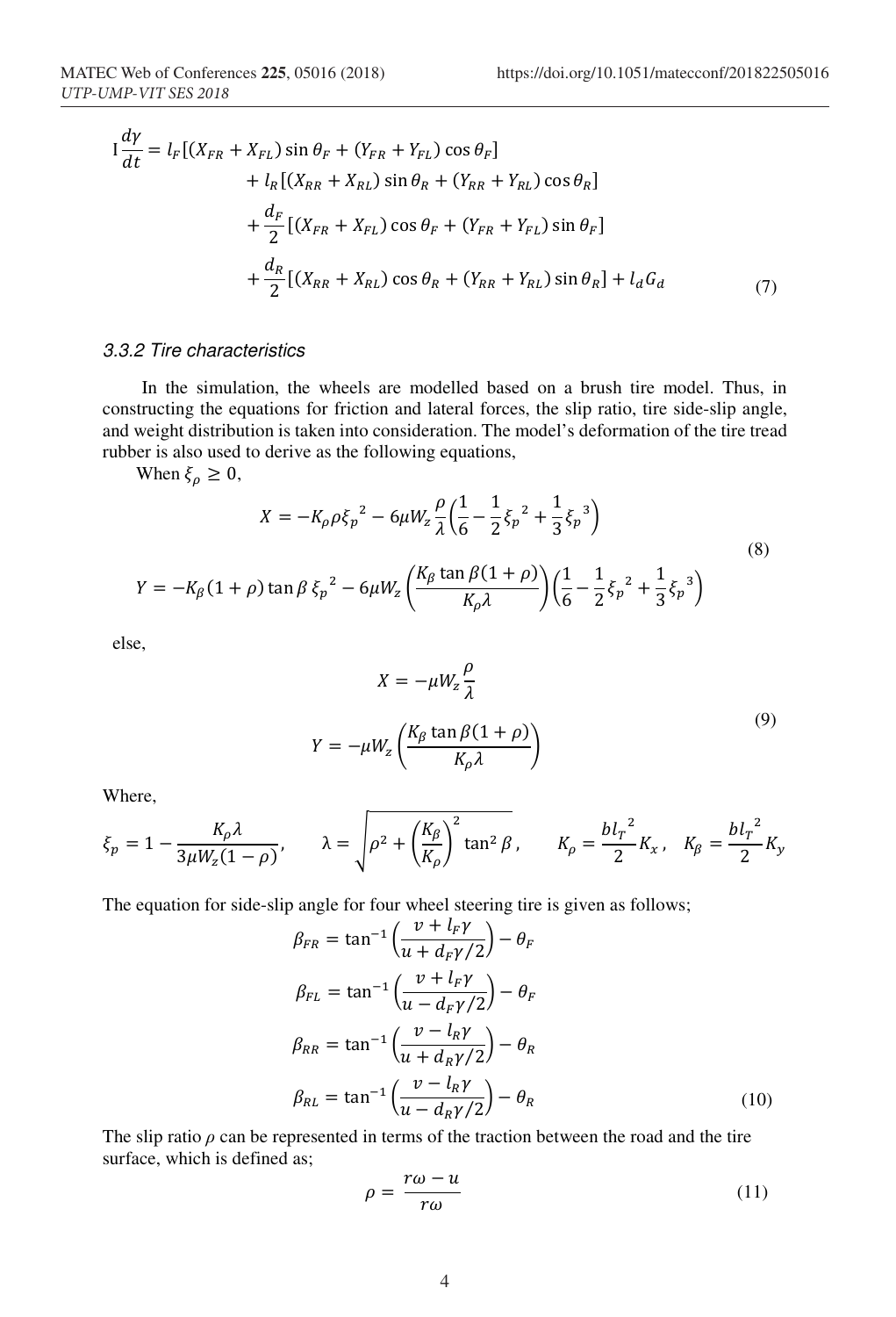$$
\begin{aligned}
\mathrm{I}\frac{d\gamma}{dt} = {} & l_F[(X_{FR}+X_{FL})\sin\theta_F + (Y_{FR}+Y_{FL})\cos\theta_F] \\
& + l_R[(X_{RR}+X_{RL})\sin\theta_R + (Y_{RR}+Y_{RL})\cos\theta_R] \\
& + \frac{d_F}{2}[(X_{FR}+X_{FL})\cos\theta_F + (Y_{FR}+Y_{FL})\sin\theta_F] \\
& + \frac{d_R}{2}[(X_{RR}+X_{RL})\cos\theta_R + (Y_{RR}+Y_{RL})\sin\theta_R] + l_d G_d
\end{aligned} \tag{7}
$$

### 3.3.2 Tire characteristics

In the simulation, the wheels are modelled based on a brush tire model. Thus, in constructing the equations for friction and lateral forces, the slip ratio, tire side-slip angle, and weight distribution is taken into consideration. The model's deformation of the tire tread rubber is also used to derive as the following equations,

When $\xi_\rho \geq 0$,

$$
\begin{aligned}
X &= -K_\rho \rho {\xi_p}^2 - 6\mu W_z \frac{\rho}{\lambda}\left(\frac{1}{6} - \frac{1}{2}{\xi_p}^2 + \frac{1}{3}{\xi_p}^3\right) \\
Y &= -K_\beta(1+\rho)\tan\beta\, {\xi_p}^2 - 6\mu W_z \left(\frac{K_\beta \tan\beta(1+\rho)}{K_\rho \lambda}\right)\left(\frac{1}{6} - \frac{1}{2}{\xi_p}^2 + \frac{1}{3}{\xi_p}^3\right)
\end{aligned} \tag{8}
$$

else,

$$
\begin{aligned}
X &= -\mu W_z \frac{\rho}{\lambda} \\
Y &= -\mu W_z \left(\frac{K_\beta \tan\beta(1+\rho)}{K_\rho \lambda}\right)
\end{aligned} \tag{9}
$$

Where,

$$
\xi_p = 1 - \frac{K_\rho \lambda}{3\mu W_z (1-\rho)}, \qquad \lambda = \sqrt{\rho^2 + \left(\frac{K_\beta}{K_\rho}\right)^2 \tan^2\beta}, \qquad K_\rho = \frac{b{l_T}^2}{2}K_x, \quad K_\beta = \frac{b{l_T}^2}{2}K_y
$$

The equation for side-slip angle for four wheel steering tire is given as follows;

$$
\begin{aligned}
\beta_{FR} &= \tan^{-1}\left(\frac{v + l_F\gamma}{u + d_F\gamma/2}\right) - \theta_F \\
\beta_{FL} &= \tan^{-1}\left(\frac{v + l_F\gamma}{u - d_F\gamma/2}\right) - \theta_F \\
\beta_{RR} &= \tan^{-1}\left(\frac{v - l_R\gamma}{u + d_R\gamma/2}\right) - \theta_R \\
\beta_{RL} &= \tan^{-1}\left(\frac{v - l_R\gamma}{u - d_R\gamma/2}\right) - \theta_R
\end{aligned} \tag{10}
$$

The slip ratio $\rho$ can be represented in terms of the traction between the road and the tire surface, which is defined as;

$$
\rho = \frac{r\omega - u}{r\omega} \tag{11}
$$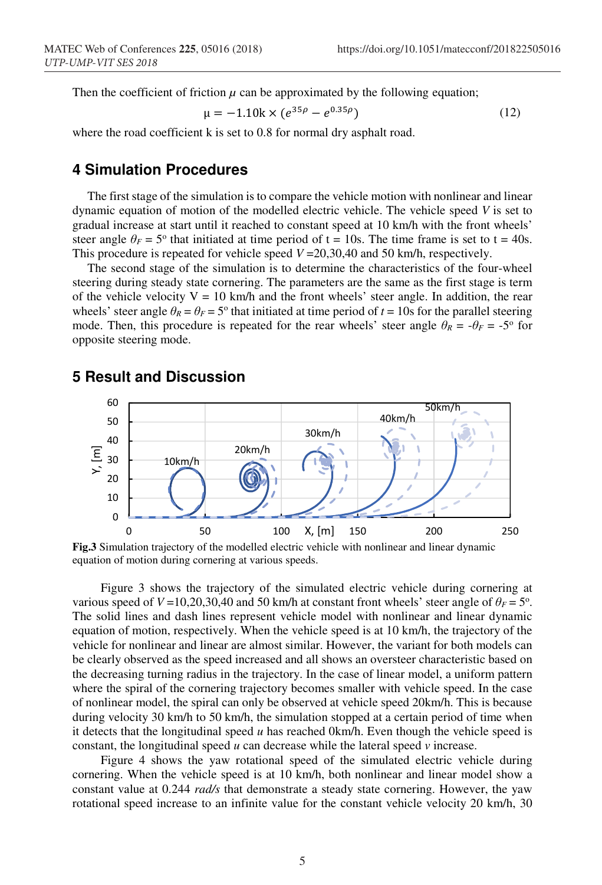Then the coefficient of friction $\mu$ can be approximated by the following equation;

$$\mu = -1.10\mathrm{k} \times (e^{35\rho} - e^{0.35\rho}) \tag{12}$$

where the road coefficient k is set to 0.8 for normal dry asphalt road.

## 4 Simulation Procedures

The first stage of the simulation is to compare the vehicle motion with nonlinear and linear dynamic equation of motion of the modelled electric vehicle. The vehicle speed $V$ is set to gradual increase at start until it reached to constant speed at 10 km/h with the front wheels' steer angle $\theta_F = 5^{\circ}$ that initiated at time period of t = 10s. The time frame is set to t = 40s. This procedure is repeated for vehicle speed $V$ =20,30,40 and 50 km/h, respectively.

The second stage of the simulation is to determine the characteristics of the four-wheel steering during steady state cornering. The parameters are the same as the first stage is term of the vehicle velocity V = 10 km/h and the front wheels' steer angle. In addition, the rear wheels' steer angle $\theta_R = \theta_F = 5^{\circ}$ that initiated at time period of $t$ = 10s for the parallel steering mode. Then, this procedure is repeated for the rear wheels' steer angle $\theta_R = -\theta_F = -5^{\circ}$ for opposite steering mode.

## 5 Result and Discussion

**Fig.3** Simulation trajectory of the modelled electric vehicle with nonlinear and linear dynamic equation of motion during cornering at various speeds.

Figure 3 shows the trajectory of the simulated electric vehicle during cornering at various speed of $V$ =10,20,30,40 and 50 km/h at constant front wheels' steer angle of $\theta_F = 5^{\circ}$. The solid lines and dash lines represent vehicle model with nonlinear and linear dynamic equation of motion, respectively. When the vehicle speed is at 10 km/h, the trajectory of the vehicle for nonlinear and linear are almost similar. However, the variant for both models can be clearly observed as the speed increased and all shows an oversteer characteristic based on the decreasing turning radius in the trajectory. In the case of linear model, a uniform pattern where the spiral of the cornering trajectory becomes smaller with vehicle speed. In the case of nonlinear model, the spiral can only be observed at vehicle speed 20km/h. This is because during velocity 30 km/h to 50 km/h, the simulation stopped at a certain period of time when it detects that the longitudinal speed $u$ has reached 0km/h. Even though the vehicle speed is constant, the longitudinal speed $u$ can decrease while the lateral speed $v$ increase.

Figure 4 shows the yaw rotational speed of the simulated electric vehicle during cornering. When the vehicle speed is at 10 km/h, both nonlinear and linear model show a constant value at 0.244 *rad/s* that demonstrate a steady state cornering. However, the yaw rotational speed increase to an infinite value for the constant vehicle velocity 20 km/h, 30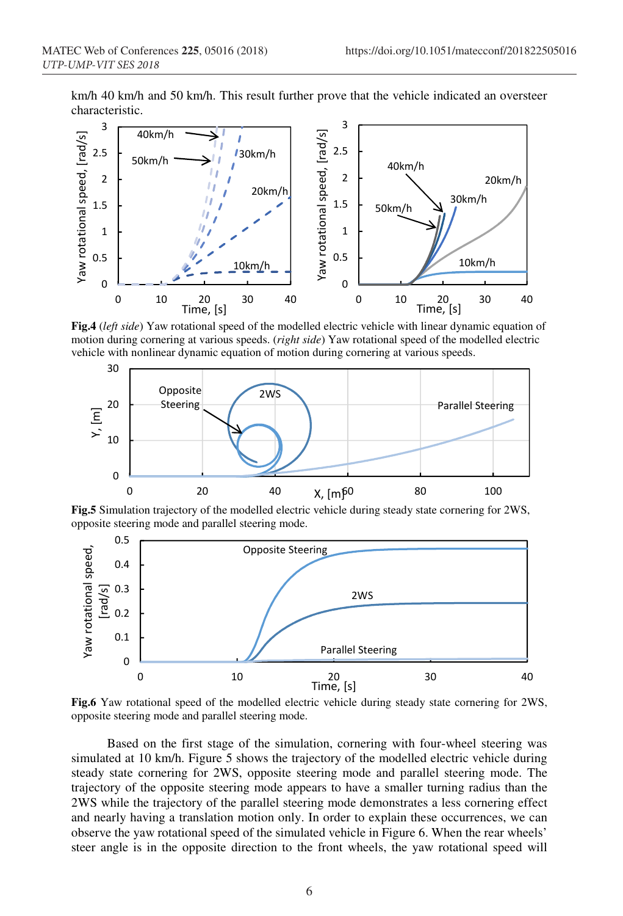km/h 40 km/h and 50 km/h. This result further prove that the vehicle indicated an oversteer characteristic.

**Fig.4** (*left side*) Yaw rotational speed of the modelled electric vehicle with linear dynamic equation of motion during cornering at various speeds. (*right side*) Yaw rotational speed of the modelled electric vehicle with nonlinear dynamic equation of motion during cornering at various speeds.

**Fig.5** Simulation trajectory of the modelled electric vehicle during steady state cornering for 2WS, opposite steering mode and parallel steering mode.

**Fig.6** Yaw rotational speed of the modelled electric vehicle during steady state cornering for 2WS, opposite steering mode and parallel steering mode.

Based on the first stage of the simulation, cornering with four-wheel steering was simulated at 10 km/h. Figure 5 shows the trajectory of the modelled electric vehicle during steady state cornering for 2WS, opposite steering mode and parallel steering mode. The trajectory of the opposite steering mode appears to have a smaller turning radius than the 2WS while the trajectory of the parallel steering mode demonstrates a less cornering effect and nearly having a translation motion only. In order to explain these occurrences, we can observe the yaw rotational speed of the simulated vehicle in Figure 6. When the rear wheels' steer angle is in the opposite direction to the front wheels, the yaw rotational speed will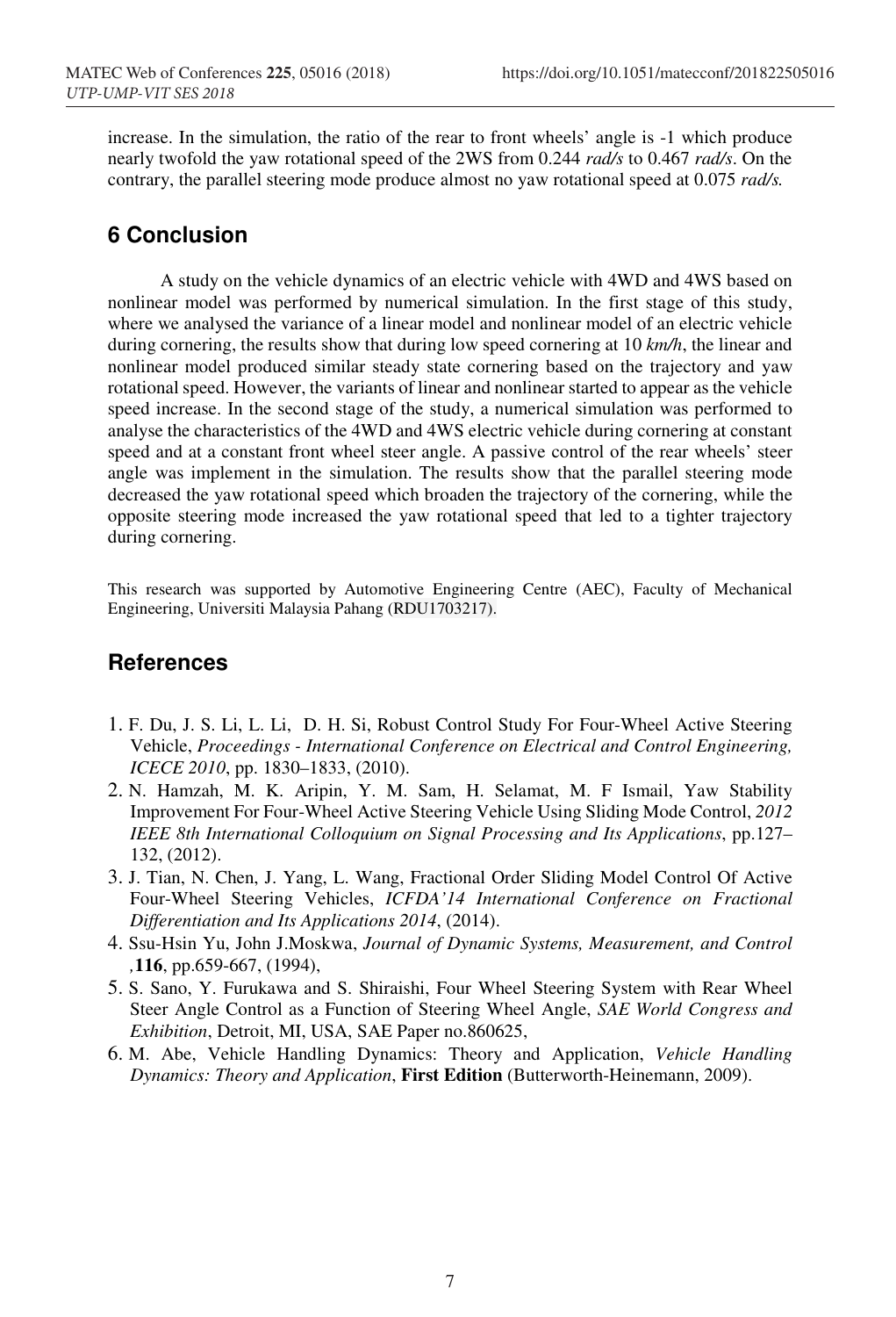increase. In the simulation, the ratio of the rear to front wheels' angle is -1 which produce nearly twofold the yaw rotational speed of the 2WS from 0.244 *rad/s* to 0.467 *rad/s*. On the contrary, the parallel steering mode produce almost no yaw rotational speed at 0.075 *rad/s.*

## 6 Conclusion

A study on the vehicle dynamics of an electric vehicle with 4WD and 4WS based on nonlinear model was performed by numerical simulation. In the first stage of this study, where we analysed the variance of a linear model and nonlinear model of an electric vehicle during cornering, the results show that during low speed cornering at 10 *km/h*, the linear and nonlinear model produced similar steady state cornering based on the trajectory and yaw rotational speed. However, the variants of linear and nonlinear started to appear as the vehicle speed increase. In the second stage of the study, a numerical simulation was performed to analyse the characteristics of the 4WD and 4WS electric vehicle during cornering at constant speed and at a constant front wheel steer angle. A passive control of the rear wheels' steer angle was implement in the simulation. The results show that the parallel steering mode decreased the yaw rotational speed which broaden the trajectory of the cornering, while the opposite steering mode increased the yaw rotational speed that led to a tighter trajectory during cornering.

This research was supported by Automotive Engineering Centre (AEC), Faculty of Mechanical Engineering, Universiti Malaysia Pahang (RDU1703217).

## References

1. F. Du, J. S. Li, L. Li, D. H. Si, Robust Control Study For Four-Wheel Active Steering Vehicle, *Proceedings - International Conference on Electrical and Control Engineering, ICECE 2010*, pp. 1830–1833, (2010).
2. N. Hamzah, M. K. Aripin, Y. M. Sam, H. Selamat, M. F Ismail, Yaw Stability Improvement For Four-Wheel Active Steering Vehicle Using Sliding Mode Control, *2012 IEEE 8th International Colloquium on Signal Processing and Its Applications*, pp.127–132, (2012).
3. J. Tian, N. Chen, J. Yang, L. Wang, Fractional Order Sliding Model Control Of Active Four-Wheel Steering Vehicles, *ICFDA'14 International Conference on Fractional Differentiation and Its Applications 2014*, (2014).
4. Ssu-Hsin Yu, John J.Moskwa, *Journal of Dynamic Systems, Measurement, and Control* ,**116**, pp.659-667, (1994),
5. S. Sano, Y. Furukawa and S. Shiraishi, Four Wheel Steering System with Rear Wheel Steer Angle Control as a Function of Steering Wheel Angle, *SAE World Congress and Exhibition*, Detroit, MI, USA, SAE Paper no.860625,
6. M. Abe, Vehicle Handling Dynamics: Theory and Application, *Vehicle Handling Dynamics: Theory and Application*, **First Edition** (Butterworth-Heinemann, 2009).